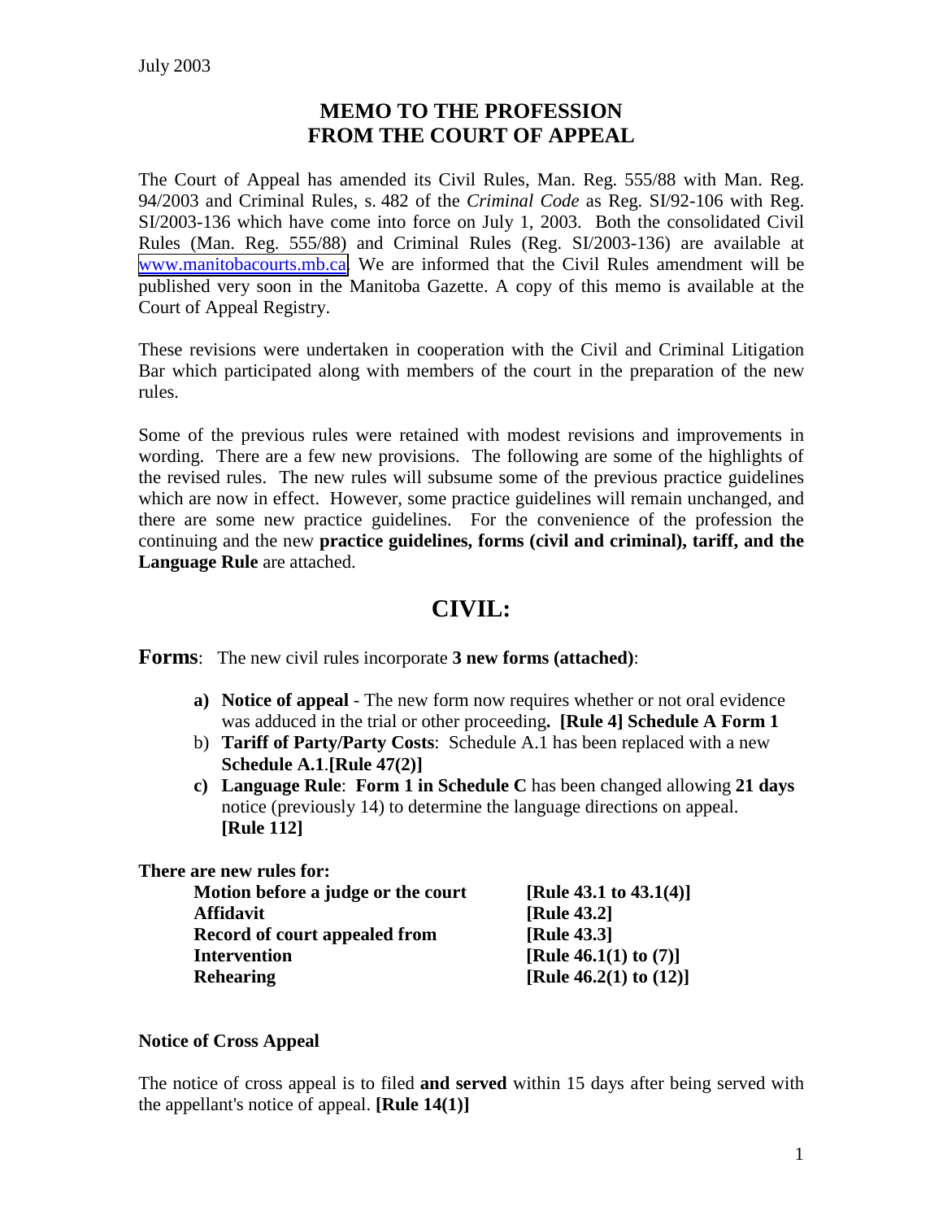July 2003

# MEMO TO THE PROFESSION FROM THE COURT OF APPEAL

The Court of Appeal has amended its Civil Rules, Man. Reg. 555/88 with Man. Reg. 94/2003 and Criminal Rules, s. 482 of the *Criminal Code* as Reg. SI/92-106 with Reg. SI/2003-136 which have come into force on July 1, 2003. Both the consolidated Civil Rules (Man. Reg. 555/88) and Criminal Rules (Reg. SI/2003-136) are available at www.manitobacourts.mb.ca. We are informed that the Civil Rules amendment will be published very soon in the Manitoba Gazette. A copy of this memo is available at the Court of Appeal Registry.

These revisions were undertaken in cooperation with the Civil and Criminal Litigation Bar which participated along with members of the court in the preparation of the new rules.

Some of the previous rules were retained with modest revisions and improvements in wording. There are a few new provisions. The following are some of the highlights of the revised rules. The new rules will subsume some of the previous practice guidelines which are now in effect. However, some practice guidelines will remain unchanged, and there are some new practice guidelines. For the convenience of the profession the continuing and the new **practice guidelines, forms (civil and criminal), tariff, and the Language Rule** are attached.

## CIVIL:

**Forms**: The new civil rules incorporate **3 new forms (attached)**:

- **a) Notice of appeal** - The new form now requires whether or not oral evidence was adduced in the trial or other proceeding**. [Rule 4] Schedule A Form 1**
- b) **Tariff of Party/Party Costs**: Schedule A.1 has been replaced with a new **Schedule A.1**.**[Rule 47(2)]**
- **c) Language Rule**: **Form 1 in Schedule C** has been changed allowing **21 days** notice (previously 14) to determine the language directions on appeal. **[Rule 112]**

**There are new rules for:**

| | |
|---|---|
| **Motion before a judge or the court** | **[Rule 43.1 to 43.1(4)]** |
| **Affidavit** | **[Rule 43.2]** |
| **Record of court appealed from** | **[Rule 43.3]** |
| **Intervention** | **[Rule 46.1(1) to (7)]** |
| **Rehearing** | **[Rule 46.2(1) to (12)]** |

**Notice of Cross Appeal**

The notice of cross appeal is to filed **and served** within 15 days after being served with the appellant's notice of appeal. **[Rule 14(1)]**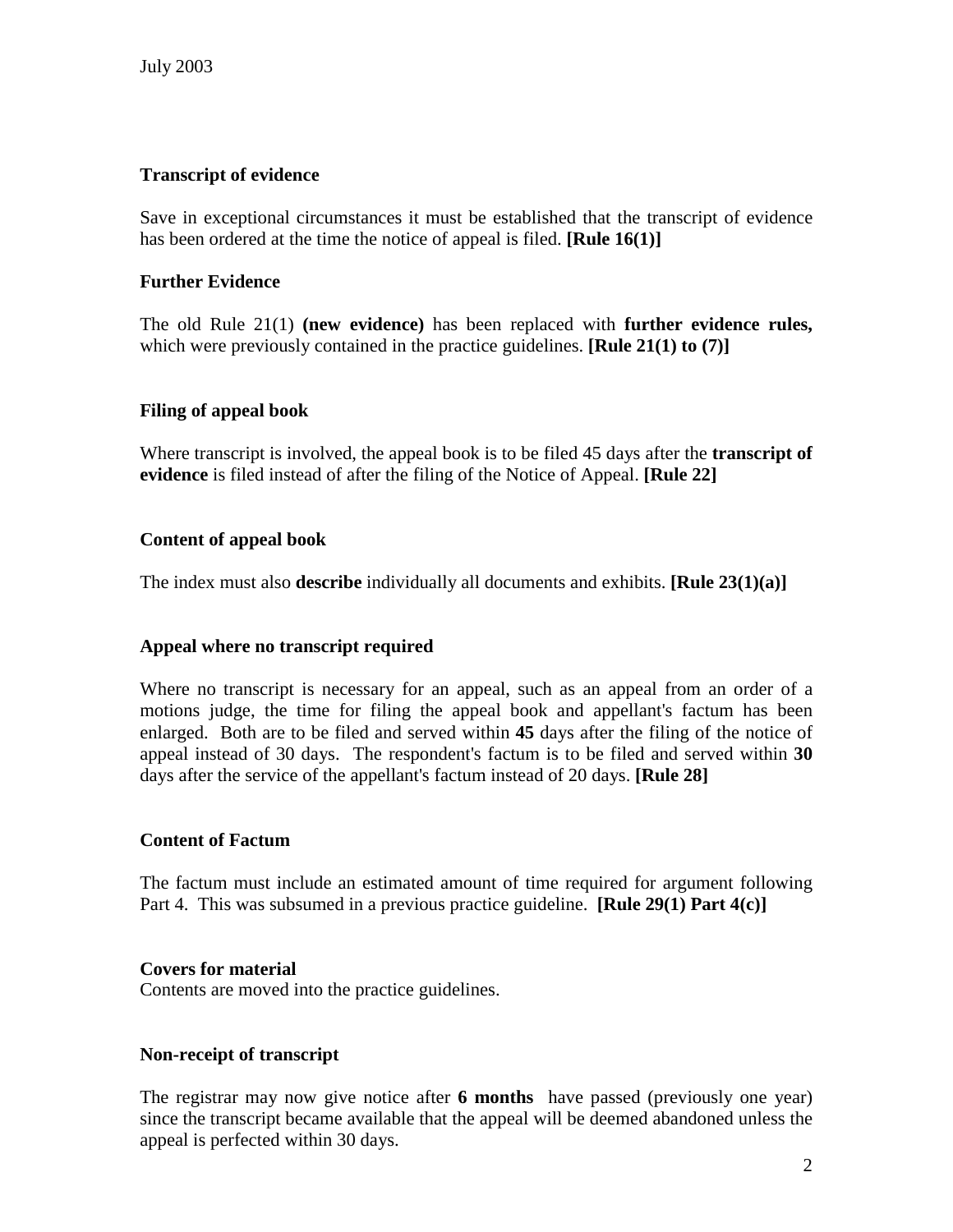July 2003

### Transcript of evidence

Save in exceptional circumstances it must be established that the transcript of evidence has been ordered at the time the notice of appeal is filed. **[Rule 16(1)]**

### Further Evidence

The old Rule 21(1) **(new evidence)** has been replaced with **further evidence rules,** which were previously contained in the practice guidelines. **[Rule 21(1) to (7)]**

### Filing of appeal book

Where transcript is involved, the appeal book is to be filed 45 days after the **transcript of evidence** is filed instead of after the filing of the Notice of Appeal. **[Rule 22]**

### Content of appeal book

The index must also **describe** individually all documents and exhibits. **[Rule 23(1)(a)]**

### Appeal where no transcript required

Where no transcript is necessary for an appeal, such as an appeal from an order of a motions judge, the time for filing the appeal book and appellant's factum has been enlarged. Both are to be filed and served within **45** days after the filing of the notice of appeal instead of 30 days. The respondent's factum is to be filed and served within **30** days after the service of the appellant's factum instead of 20 days. **[Rule 28]**

### Content of Factum

The factum must include an estimated amount of time required for argument following Part 4. This was subsumed in a previous practice guideline. **[Rule 29(1) Part 4(c)]**

### Covers for material

Contents are moved into the practice guidelines.

### Non-receipt of transcript

The registrar may now give notice after **6 months** have passed (previously one year) since the transcript became available that the appeal will be deemed abandoned unless the appeal is perfected within 30 days.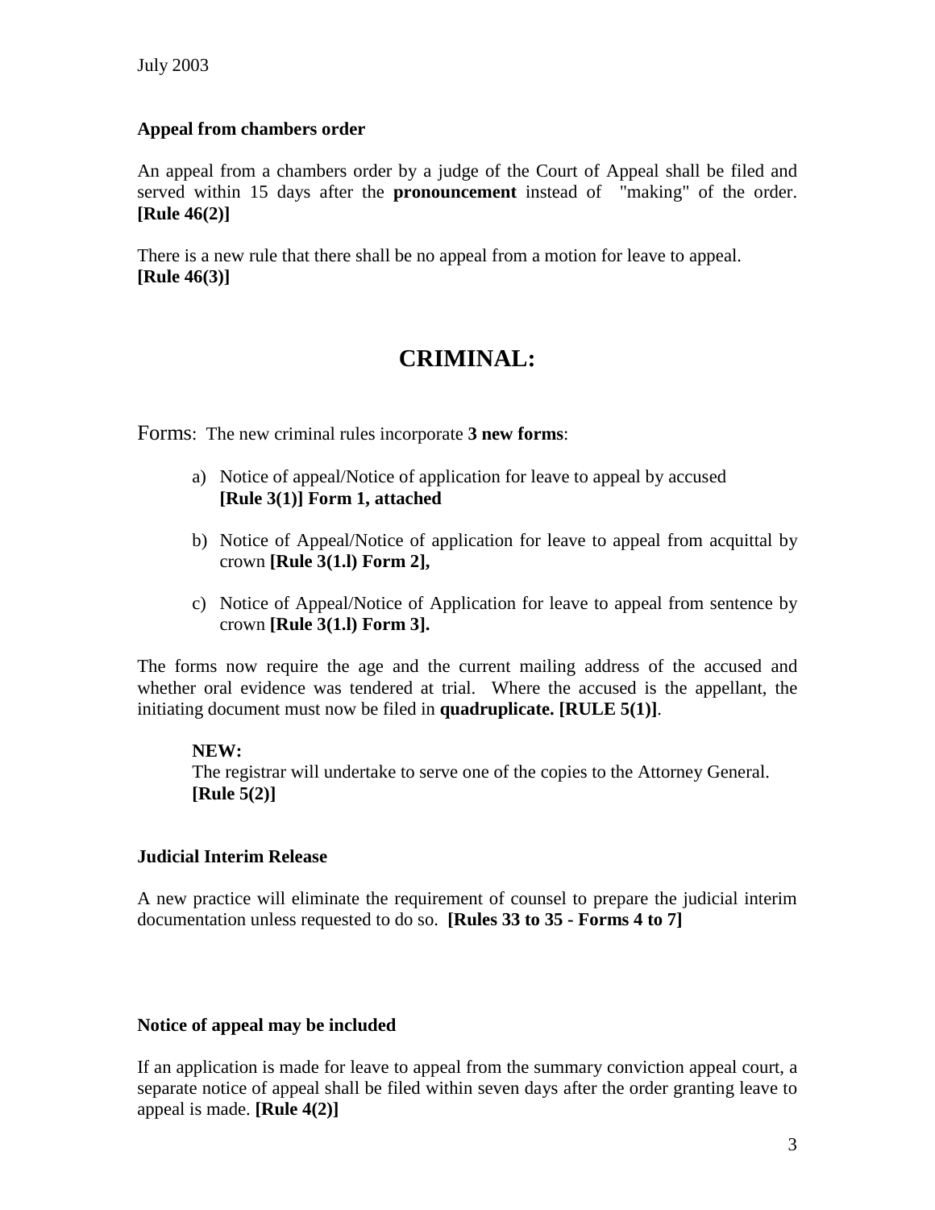July 2003

**Appeal from chambers order**

An appeal from a chambers order by a judge of the Court of Appeal shall be filed and served within 15 days after the **pronouncement** instead of "making" of the order. **[Rule 46(2)]**

There is a new rule that there shall be no appeal from a motion for leave to appeal. **[Rule 46(3)]**

# CRIMINAL:

Forms: The new criminal rules incorporate **3 new forms**:

a) Notice of appeal/Notice of application for leave to appeal by accused **[Rule 3(1)] Form 1, attached**

b) Notice of Appeal/Notice of application for leave to appeal from acquittal by crown **[Rule 3(1.l) Form 2],**

c) Notice of Appeal/Notice of Application for leave to appeal from sentence by crown **[Rule 3(1.l) Form 3].**

The forms now require the age and the current mailing address of the accused and whether oral evidence was tendered at trial. Where the accused is the appellant, the initiating document must now be filed in **quadruplicate. [RULE 5(1)]**.

> **NEW:**
> The registrar will undertake to serve one of the copies to the Attorney General. **[Rule 5(2)]**

**Judicial Interim Release**

A new practice will eliminate the requirement of counsel to prepare the judicial interim documentation unless requested to do so. **[Rules 33 to 35 - Forms 4 to 7]**

**Notice of appeal may be included**

If an application is made for leave to appeal from the summary conviction appeal court, a separate notice of appeal shall be filed within seven days after the order granting leave to appeal is made. **[Rule 4(2)]**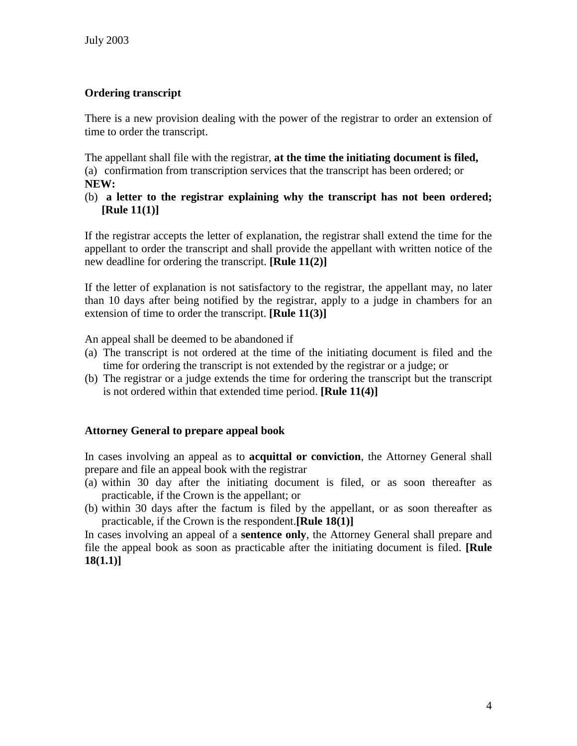July 2003

### Ordering transcript

There is a new provision dealing with the power of the registrar to order an extension of time to order the transcript.

The appellant shall file with the registrar, **at the time the initiating document is filed,**

(a) confirmation from transcription services that the transcript has been ordered; or

**NEW:**

(b) **a letter to the registrar explaining why the transcript has not been ordered; [Rule 11(1)]**

If the registrar accepts the letter of explanation, the registrar shall extend the time for the appellant to order the transcript and shall provide the appellant with written notice of the new deadline for ordering the transcript. **[Rule 11(2)]**

If the letter of explanation is not satisfactory to the registrar, the appellant may, no later than 10 days after being notified by the registrar, apply to a judge in chambers for an extension of time to order the transcript. **[Rule 11(3)]**

An appeal shall be deemed to be abandoned if

(a) The transcript is not ordered at the time of the initiating document is filed and the time for ordering the transcript is not extended by the registrar or a judge; or
(b) The registrar or a judge extends the time for ordering the transcript but the transcript is not ordered within that extended time period. **[Rule 11(4)]**

### Attorney General to prepare appeal book

In cases involving an appeal as to **acquittal or conviction**, the Attorney General shall prepare and file an appeal book with the registrar

(a) within 30 day after the initiating document is filed, or as soon thereafter as practicable, if the Crown is the appellant; or
(b) within 30 days after the factum is filed by the appellant, or as soon thereafter as practicable, if the Crown is the respondent.**[Rule 18(1)]**

In cases involving an appeal of a **sentence only**, the Attorney General shall prepare and file the appeal book as soon as practicable after the initiating document is filed. **[Rule 18(1.1)]**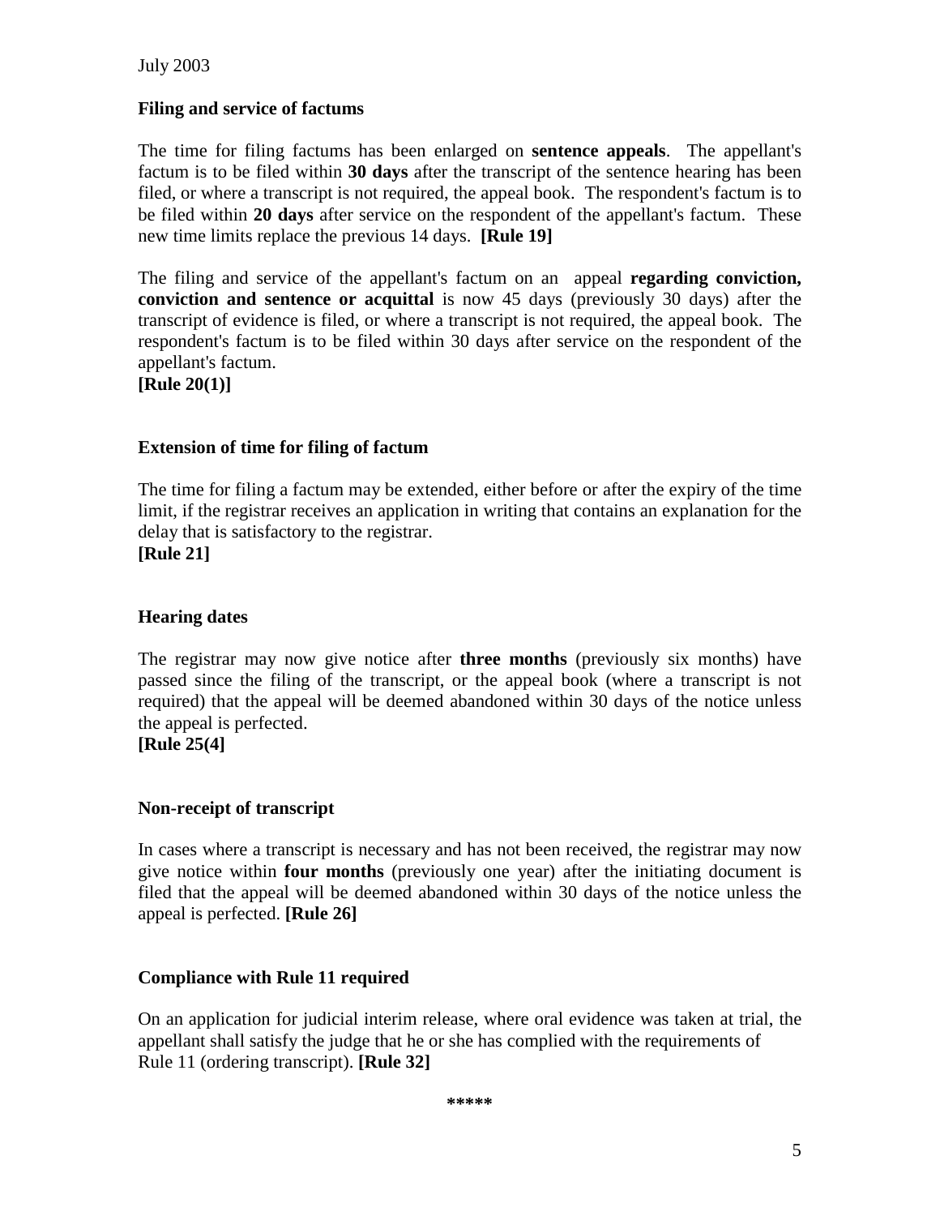July 2003

**Filing and service of factums**

The time for filing factums has been enlarged on **sentence appeals**. The appellant's factum is to be filed within **30 days** after the transcript of the sentence hearing has been filed, or where a transcript is not required, the appeal book. The respondent's factum is to be filed within **20 days** after service on the respondent of the appellant's factum. These new time limits replace the previous 14 days. **[Rule 19]**

The filing and service of the appellant's factum on an appeal **regarding conviction, conviction and sentence or acquittal** is now 45 days (previously 30 days) after the transcript of evidence is filed, or where a transcript is not required, the appeal book. The respondent's factum is to be filed within 30 days after service on the respondent of the appellant's factum.
**[Rule 20(1)]**

**Extension of time for filing of factum**

The time for filing a factum may be extended, either before or after the expiry of the time limit, if the registrar receives an application in writing that contains an explanation for the delay that is satisfactory to the registrar.
**[Rule 21]**

**Hearing dates**

The registrar may now give notice after **three months** (previously six months) have passed since the filing of the transcript, or the appeal book (where a transcript is not required) that the appeal will be deemed abandoned within 30 days of the notice unless the appeal is perfected.
**[Rule 25(4]**

**Non-receipt of transcript**

In cases where a transcript is necessary and has not been received, the registrar may now give notice within **four months** (previously one year) after the initiating document is filed that the appeal will be deemed abandoned within 30 days of the notice unless the appeal is perfected. **[Rule 26]**

**Compliance with Rule 11 required**

On an application for judicial interim release, where oral evidence was taken at trial, the appellant shall satisfy the judge that he or she has complied with the requirements of Rule 11 (ordering transcript). **[Rule 32]**

*****